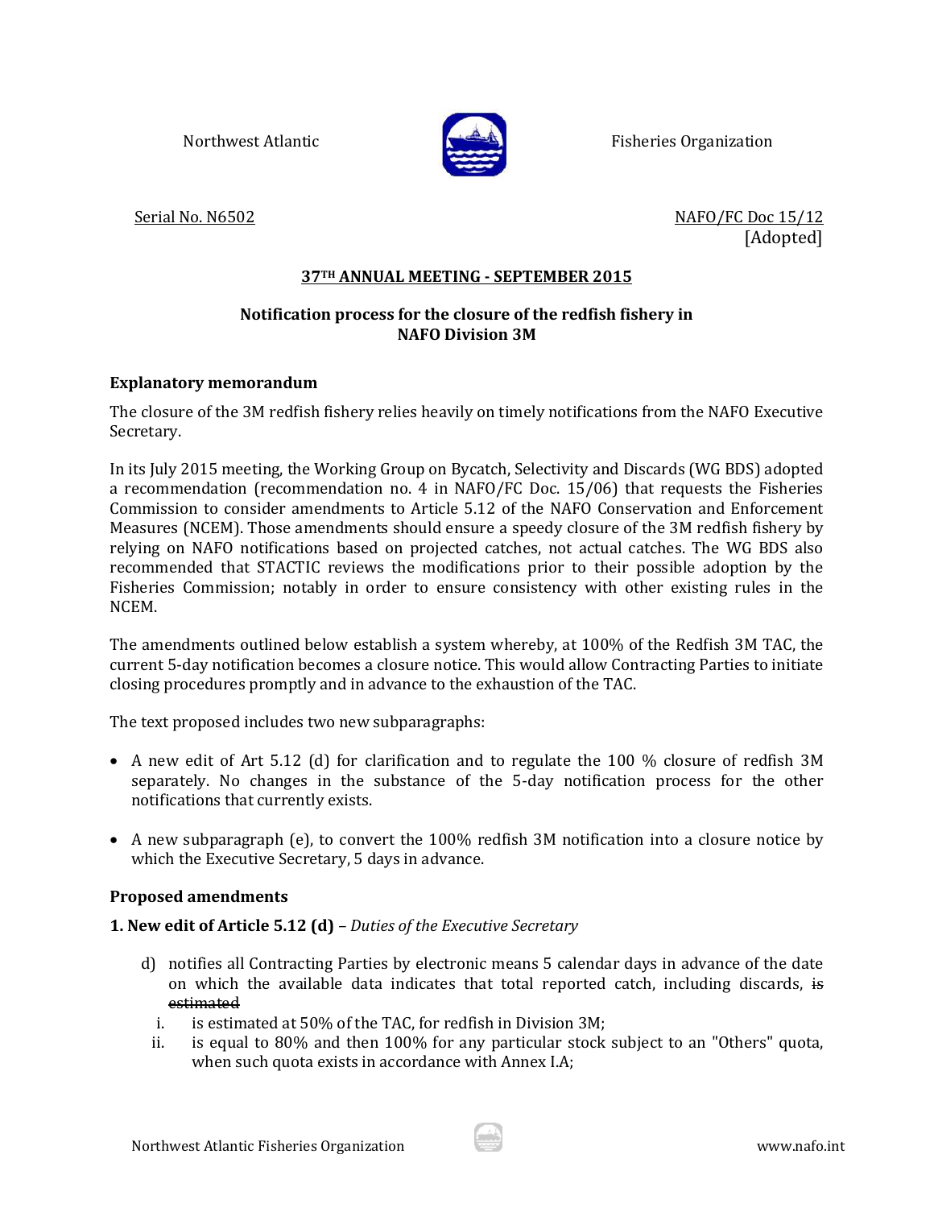Northwest Atlantic Fisheries Organization

Serial No. N6502

NAFO/FC Doc 15/12
[Adopted]

## 37TH ANNUAL MEETING - SEPTEMBER 2015

## Notification process for the closure of the redfish fishery in NAFO Division 3M

### Explanatory memorandum

The closure of the 3M redfish fishery relies heavily on timely notifications from the NAFO Executive Secretary.

In its July 2015 meeting, the Working Group on Bycatch, Selectivity and Discards (WG BDS) adopted a recommendation (recommendation no. 4 in NAFO/FC Doc. 15/06) that requests the Fisheries Commission to consider amendments to Article 5.12 of the NAFO Conservation and Enforcement Measures (NCEM). Those amendments should ensure a speedy closure of the 3M redfish fishery by relying on NAFO notifications based on projected catches, not actual catches. The WG BDS also recommended that STACTIC reviews the modifications prior to their possible adoption by the Fisheries Commission; notably in order to ensure consistency with other existing rules in the NCEM.

The amendments outlined below establish a system whereby, at 100% of the Redfish 3M TAC, the current 5-day notification becomes a closure notice. This would allow Contracting Parties to initiate closing procedures promptly and in advance to the exhaustion of the TAC.

The text proposed includes two new subparagraphs:

- A new edit of Art 5.12 (d) for clarification and to regulate the 100 % closure of redfish 3M separately. No changes in the substance of the 5-day notification process for the other notifications that currently exists.
- A new subparagraph (e), to convert the 100% redfish 3M notification into a closure notice by which the Executive Secretary, 5 days in advance.

### Proposed amendments

**1. New edit of Article 5.12 (d)** – *Duties of the Executive Secretary*

d) notifies all Contracting Parties by electronic means 5 calendar days in advance of the date on which the available data indicates that total reported catch, including discards, ~~is estimated~~
   i. is estimated at 50% of the TAC, for redfish in Division 3M;
   ii. is equal to 80% and then 100% for any particular stock subject to an "Others" quota, when such quota exists in accordance with Annex I.A;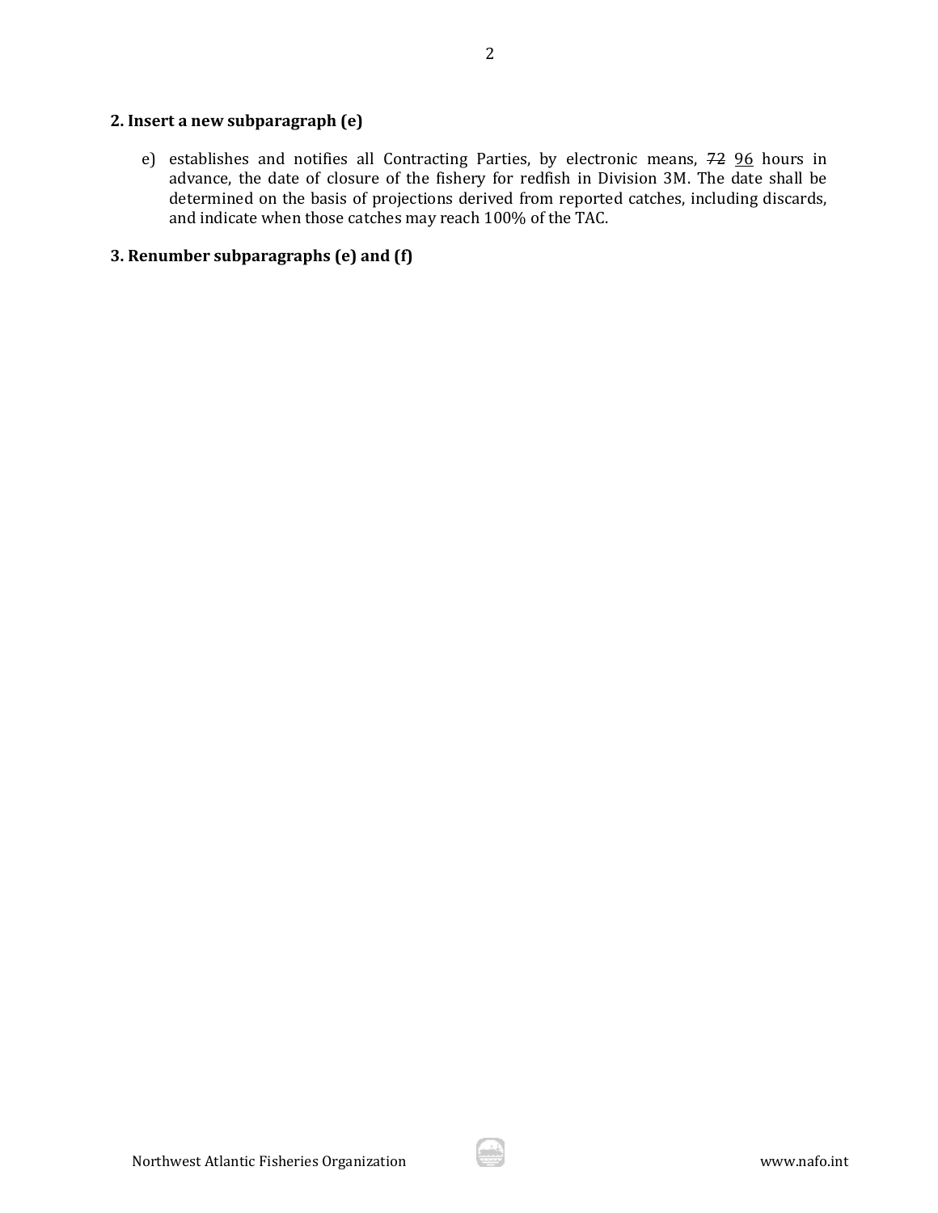**2. Insert a new subparagraph (e)**

e) establishes and notifies all Contracting Parties, by electronic means, ~~72~~ 96 hours in advance, the date of closure of the fishery for redfish in Division 3M. The date shall be determined on the basis of projections derived from reported catches, including discards, and indicate when those catches may reach 100% of the TAC.

**3. Renumber subparagraphs (e) and (f)**